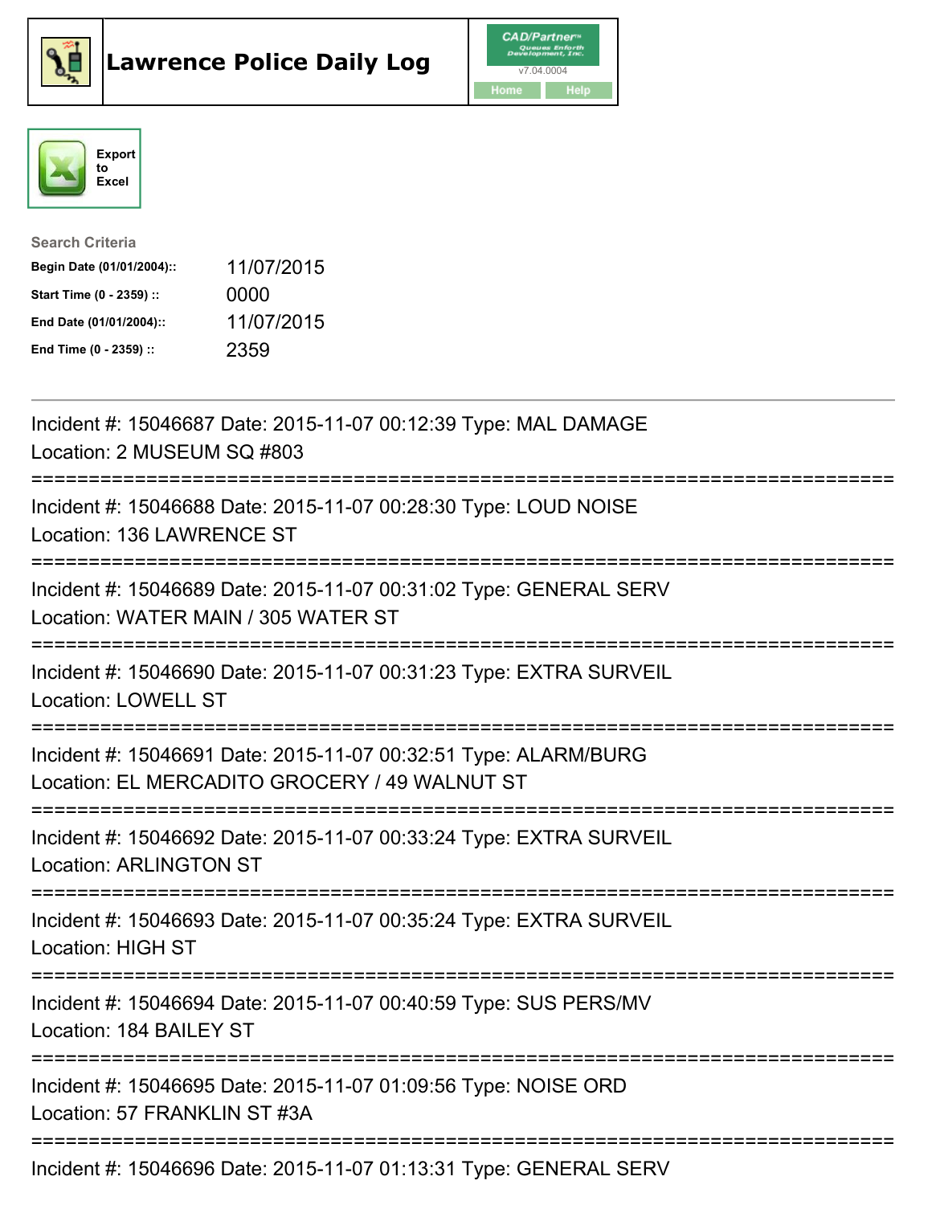# Lawrence Police Daily Log

CAD/Partner™ v7.04.0004

Home Help

Export to Excel

Search Criteria

| | |
|---|---|
| **Begin Date (01/01/2004)::** | 11/07/2015 |
| **Start Time (0 - 2359) ::** | 0000 |
| **End Date (01/01/2004)::** | 11/07/2015 |
| **End Time (0 - 2359) ::** | 2359 |

---

Incident #: 15046687 Date: 2015-11-07 00:12:39 Type: MAL DAMAGE
Location: 2 MUSEUM SQ #803

===========================================================================

Incident #: 15046688 Date: 2015-11-07 00:28:30 Type: LOUD NOISE
Location: 136 LAWRENCE ST

===========================================================================

Incident #: 15046689 Date: 2015-11-07 00:31:02 Type: GENERAL SERV
Location: WATER MAIN / 305 WATER ST

===========================================================================

Incident #: 15046690 Date: 2015-11-07 00:31:23 Type: EXTRA SURVEIL
Location: LOWELL ST

===========================================================================

Incident #: 15046691 Date: 2015-11-07 00:32:51 Type: ALARM/BURG
Location: EL MERCADITO GROCERY / 49 WALNUT ST

===========================================================================

Incident #: 15046692 Date: 2015-11-07 00:33:24 Type: EXTRA SURVEIL
Location: ARLINGTON ST

===========================================================================

Incident #: 15046693 Date: 2015-11-07 00:35:24 Type: EXTRA SURVEIL
Location: HIGH ST

===========================================================================

Incident #: 15046694 Date: 2015-11-07 00:40:59 Type: SUS PERS/MV
Location: 184 BAILEY ST

===========================================================================

Incident #: 15046695 Date: 2015-11-07 01:09:56 Type: NOISE ORD
Location: 57 FRANKLIN ST #3A

===========================================================================

Incident #: 15046696 Date: 2015-11-07 01:13:31 Type: GENERAL SERV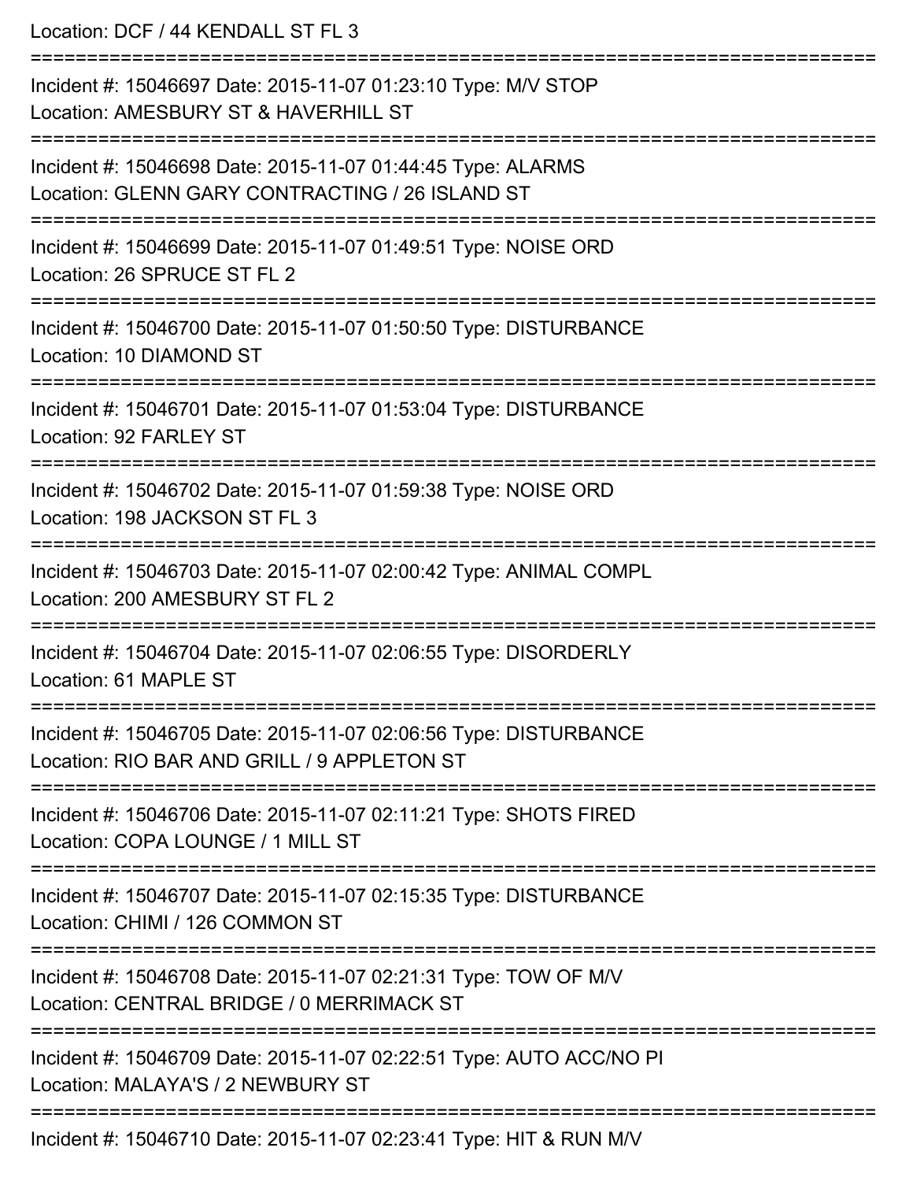Location: DCF / 44 KENDALL ST FL 3

===========================================================================

Incident #: 15046697 Date: 2015-11-07 01:23:10 Type: M/V STOP
Location: AMESBURY ST & HAVERHILL ST

===========================================================================

Incident #: 15046698 Date: 2015-11-07 01:44:45 Type: ALARMS
Location: GLENN GARY CONTRACTING / 26 ISLAND ST

===========================================================================

Incident #: 15046699 Date: 2015-11-07 01:49:51 Type: NOISE ORD
Location: 26 SPRUCE ST FL 2

===========================================================================

Incident #: 15046700 Date: 2015-11-07 01:50:50 Type: DISTURBANCE
Location: 10 DIAMOND ST

===========================================================================

Incident #: 15046701 Date: 2015-11-07 01:53:04 Type: DISTURBANCE
Location: 92 FARLEY ST

===========================================================================

Incident #: 15046702 Date: 2015-11-07 01:59:38 Type: NOISE ORD
Location: 198 JACKSON ST FL 3

===========================================================================

Incident #: 15046703 Date: 2015-11-07 02:00:42 Type: ANIMAL COMPL
Location: 200 AMESBURY ST FL 2

===========================================================================

Incident #: 15046704 Date: 2015-11-07 02:06:55 Type: DISORDERLY
Location: 61 MAPLE ST

===========================================================================

Incident #: 15046705 Date: 2015-11-07 02:06:56 Type: DISTURBANCE
Location: RIO BAR AND GRILL / 9 APPLETON ST

===========================================================================

Incident #: 15046706 Date: 2015-11-07 02:11:21 Type: SHOTS FIRED
Location: COPA LOUNGE / 1 MILL ST

===========================================================================

Incident #: 15046707 Date: 2015-11-07 02:15:35 Type: DISTURBANCE
Location: CHIMI / 126 COMMON ST

===========================================================================

Incident #: 15046708 Date: 2015-11-07 02:21:31 Type: TOW OF M/V
Location: CENTRAL BRIDGE / 0 MERRIMACK ST

===========================================================================

Incident #: 15046709 Date: 2015-11-07 02:22:51 Type: AUTO ACC/NO PI
Location: MALAYA'S / 2 NEWBURY ST

===========================================================================

Incident #: 15046710 Date: 2015-11-07 02:23:41 Type: HIT & RUN M/V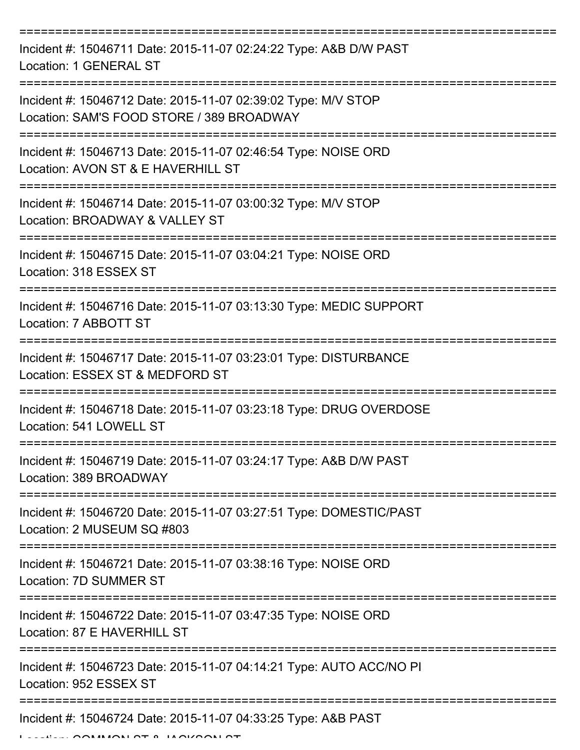===========================================================================

Incident #: 15046711 Date: 2015-11-07 02:24:22 Type: A&B D/W PAST
Location: 1 GENERAL ST

===========================================================================

Incident #: 15046712 Date: 2015-11-07 02:39:02 Type: M/V STOP
Location: SAM'S FOOD STORE / 389 BROADWAY

===========================================================================

Incident #: 15046713 Date: 2015-11-07 02:46:54 Type: NOISE ORD
Location: AVON ST & E HAVERHILL ST

===========================================================================

Incident #: 15046714 Date: 2015-11-07 03:00:32 Type: M/V STOP
Location: BROADWAY & VALLEY ST

===========================================================================

Incident #: 15046715 Date: 2015-11-07 03:04:21 Type: NOISE ORD
Location: 318 ESSEX ST

===========================================================================

Incident #: 15046716 Date: 2015-11-07 03:13:30 Type: MEDIC SUPPORT
Location: 7 ABBOTT ST

===========================================================================

Incident #: 15046717 Date: 2015-11-07 03:23:01 Type: DISTURBANCE
Location: ESSEX ST & MEDFORD ST

===========================================================================

Incident #: 15046718 Date: 2015-11-07 03:23:18 Type: DRUG OVERDOSE
Location: 541 LOWELL ST

===========================================================================

Incident #: 15046719 Date: 2015-11-07 03:24:17 Type: A&B D/W PAST
Location: 389 BROADWAY

===========================================================================

Incident #: 15046720 Date: 2015-11-07 03:27:51 Type: DOMESTIC/PAST
Location: 2 MUSEUM SQ #803

===========================================================================

Incident #: 15046721 Date: 2015-11-07 03:38:16 Type: NOISE ORD
Location: 7D SUMMER ST

===========================================================================

Incident #: 15046722 Date: 2015-11-07 03:47:35 Type: NOISE ORD
Location: 87 E HAVERHILL ST

===========================================================================

Incident #: 15046723 Date: 2015-11-07 04:14:21 Type: AUTO ACC/NO PI
Location: 952 ESSEX ST

===========================================================================

Incident #: 15046724 Date: 2015-11-07 04:33:25 Type: A&B PAST
Location: COMMON ST & JACKSON ST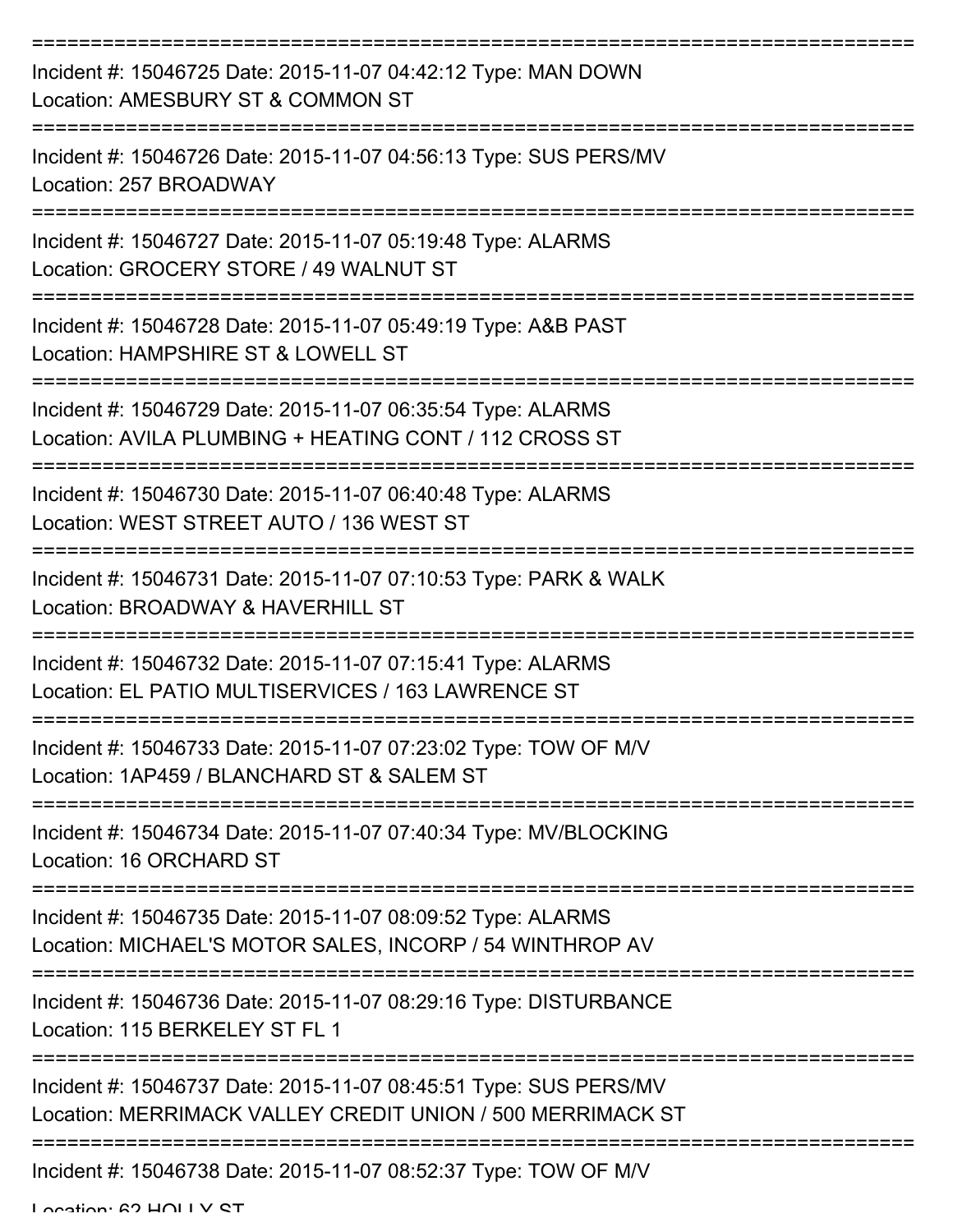===========================================================================
Incident #: 15046725 Date: 2015-11-07 04:42:12 Type: MAN DOWN
Location: AMESBURY ST & COMMON ST
===========================================================================
Incident #: 15046726 Date: 2015-11-07 04:56:13 Type: SUS PERS/MV
Location: 257 BROADWAY
===========================================================================
Incident #: 15046727 Date: 2015-11-07 05:19:48 Type: ALARMS
Location: GROCERY STORE / 49 WALNUT ST
===========================================================================
Incident #: 15046728 Date: 2015-11-07 05:49:19 Type: A&B PAST
Location: HAMPSHIRE ST & LOWELL ST
===========================================================================
Incident #: 15046729 Date: 2015-11-07 06:35:54 Type: ALARMS
Location: AVILA PLUMBING + HEATING CONT / 112 CROSS ST
===========================================================================
Incident #: 15046730 Date: 2015-11-07 06:40:48 Type: ALARMS
Location: WEST STREET AUTO / 136 WEST ST
===========================================================================
Incident #: 15046731 Date: 2015-11-07 07:10:53 Type: PARK & WALK
Location: BROADWAY & HAVERHILL ST
===========================================================================
Incident #: 15046732 Date: 2015-11-07 07:15:41 Type: ALARMS
Location: EL PATIO MULTISERVICES / 163 LAWRENCE ST
===========================================================================
Incident #: 15046733 Date: 2015-11-07 07:23:02 Type: TOW OF M/V
Location: 1AP459 / BLANCHARD ST & SALEM ST
===========================================================================
Incident #: 15046734 Date: 2015-11-07 07:40:34 Type: MV/BLOCKING
Location: 16 ORCHARD ST
===========================================================================
Incident #: 15046735 Date: 2015-11-07 08:09:52 Type: ALARMS
Location: MICHAEL'S MOTOR SALES, INCORP / 54 WINTHROP AV
===========================================================================
Incident #: 15046736 Date: 2015-11-07 08:29:16 Type: DISTURBANCE
Location: 115 BERKELEY ST FL 1
===========================================================================
Incident #: 15046737 Date: 2015-11-07 08:45:51 Type: SUS PERS/MV
Location: MERRIMACK VALLEY CREDIT UNION / 500 MERRIMACK ST
===========================================================================
Incident #: 15046738 Date: 2015-11-07 08:52:37 Type: TOW OF M/V
Location: 62 HOLLY ST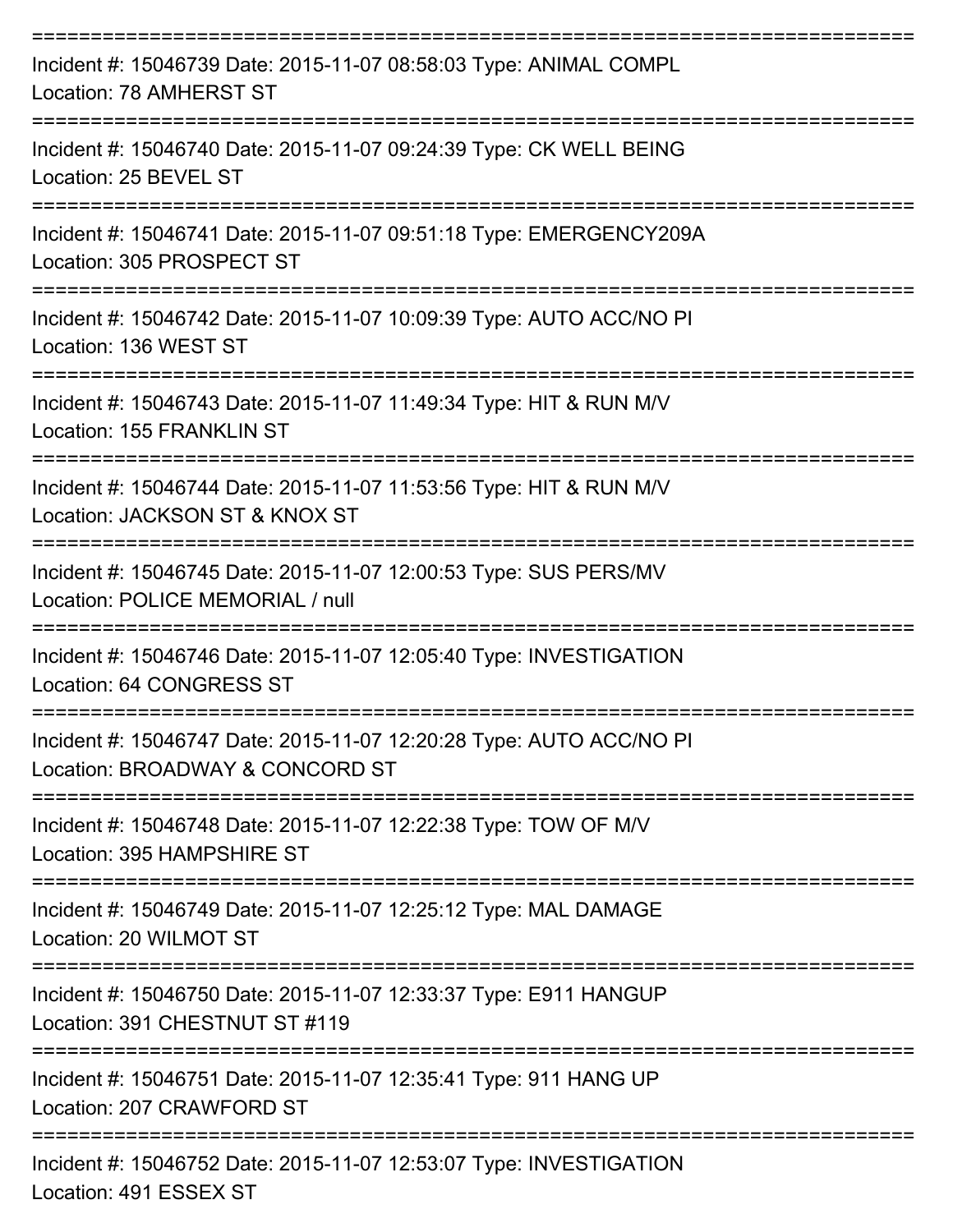===========================================================================

Incident #: 15046739 Date: 2015-11-07 08:58:03 Type: ANIMAL COMPL
Location: 78 AMHERST ST

===========================================================================

Incident #: 15046740 Date: 2015-11-07 09:24:39 Type: CK WELL BEING
Location: 25 BEVEL ST

===========================================================================

Incident #: 15046741 Date: 2015-11-07 09:51:18 Type: EMERGENCY209A
Location: 305 PROSPECT ST

===========================================================================

Incident #: 15046742 Date: 2015-11-07 10:09:39 Type: AUTO ACC/NO PI
Location: 136 WEST ST

===========================================================================

Incident #: 15046743 Date: 2015-11-07 11:49:34 Type: HIT & RUN M/V
Location: 155 FRANKLIN ST

===========================================================================

Incident #: 15046744 Date: 2015-11-07 11:53:56 Type: HIT & RUN M/V
Location: JACKSON ST & KNOX ST

===========================================================================

Incident #: 15046745 Date: 2015-11-07 12:00:53 Type: SUS PERS/MV
Location: POLICE MEMORIAL / null

===========================================================================

Incident #: 15046746 Date: 2015-11-07 12:05:40 Type: INVESTIGATION
Location: 64 CONGRESS ST

===========================================================================

Incident #: 15046747 Date: 2015-11-07 12:20:28 Type: AUTO ACC/NO PI
Location: BROADWAY & CONCORD ST

===========================================================================

Incident #: 15046748 Date: 2015-11-07 12:22:38 Type: TOW OF M/V
Location: 395 HAMPSHIRE ST

===========================================================================

Incident #: 15046749 Date: 2015-11-07 12:25:12 Type: MAL DAMAGE
Location: 20 WILMOT ST

===========================================================================

Incident #: 15046750 Date: 2015-11-07 12:33:37 Type: E911 HANGUP
Location: 391 CHESTNUT ST #119

===========================================================================

Incident #: 15046751 Date: 2015-11-07 12:35:41 Type: 911 HANG UP
Location: 207 CRAWFORD ST

===========================================================================

Incident #: 15046752 Date: 2015-11-07 12:53:07 Type: INVESTIGATION
Location: 491 ESSEX ST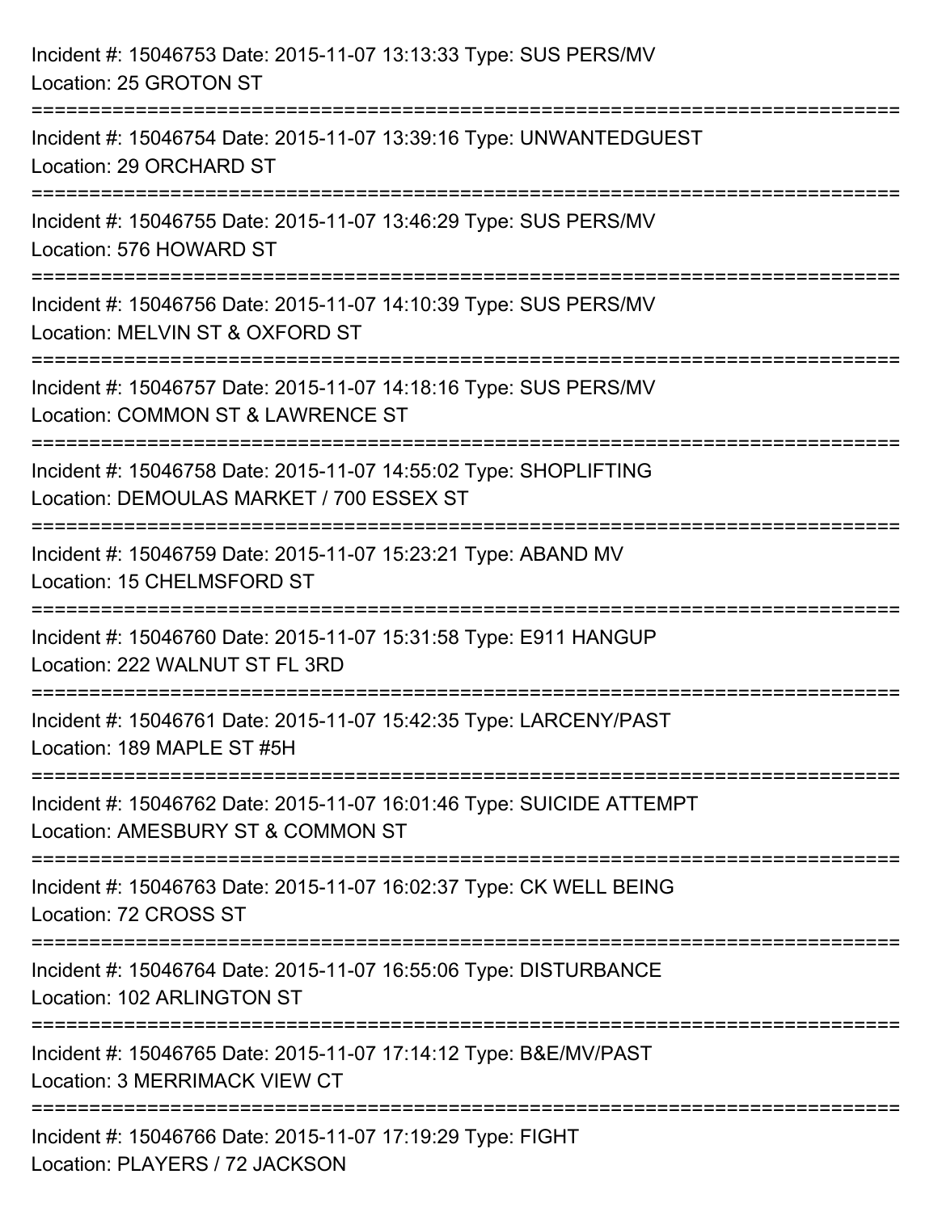Incident #: 15046753 Date: 2015-11-07 13:13:33 Type: SUS PERS/MV
Location: 25 GROTON ST

===========================================================================

Incident #: 15046754 Date: 2015-11-07 13:39:16 Type: UNWANTEDGUEST
Location: 29 ORCHARD ST

===========================================================================

Incident #: 15046755 Date: 2015-11-07 13:46:29 Type: SUS PERS/MV
Location: 576 HOWARD ST

===========================================================================

Incident #: 15046756 Date: 2015-11-07 14:10:39 Type: SUS PERS/MV
Location: MELVIN ST & OXFORD ST

===========================================================================

Incident #: 15046757 Date: 2015-11-07 14:18:16 Type: SUS PERS/MV
Location: COMMON ST & LAWRENCE ST

===========================================================================

Incident #: 15046758 Date: 2015-11-07 14:55:02 Type: SHOPLIFTING
Location: DEMOULAS MARKET / 700 ESSEX ST

===========================================================================

Incident #: 15046759 Date: 2015-11-07 15:23:21 Type: ABAND MV
Location: 15 CHELMSFORD ST

===========================================================================

Incident #: 15046760 Date: 2015-11-07 15:31:58 Type: E911 HANGUP
Location: 222 WALNUT ST FL 3RD

===========================================================================

Incident #: 15046761 Date: 2015-11-07 15:42:35 Type: LARCENY/PAST
Location: 189 MAPLE ST #5H

===========================================================================

Incident #: 15046762 Date: 2015-11-07 16:01:46 Type: SUICIDE ATTEMPT
Location: AMESBURY ST & COMMON ST

===========================================================================

Incident #: 15046763 Date: 2015-11-07 16:02:37 Type: CK WELL BEING
Location: 72 CROSS ST

===========================================================================

Incident #: 15046764 Date: 2015-11-07 16:55:06 Type: DISTURBANCE
Location: 102 ARLINGTON ST

===========================================================================

Incident #: 15046765 Date: 2015-11-07 17:14:12 Type: B&E/MV/PAST
Location: 3 MERRIMACK VIEW CT

===========================================================================

Incident #: 15046766 Date: 2015-11-07 17:19:29 Type: FIGHT
Location: PLAYERS / 72 JACKSON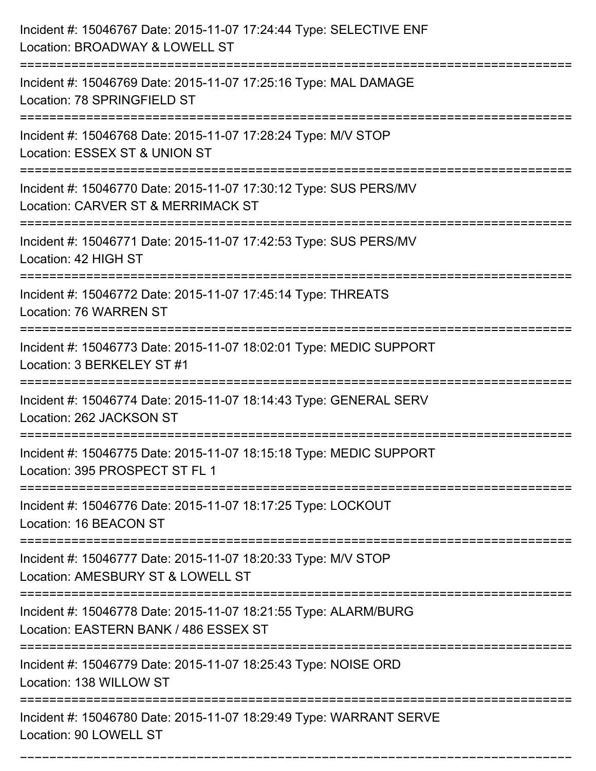Incident #: 15046767 Date: 2015-11-07 17:24:44 Type: SELECTIVE ENF
Location: BROADWAY & LOWELL ST

===========================================================================

Incident #: 15046769 Date: 2015-11-07 17:25:16 Type: MAL DAMAGE
Location: 78 SPRINGFIELD ST

===========================================================================

Incident #: 15046768 Date: 2015-11-07 17:28:24 Type: M/V STOP
Location: ESSEX ST & UNION ST

===========================================================================

Incident #: 15046770 Date: 2015-11-07 17:30:12 Type: SUS PERS/MV
Location: CARVER ST & MERRIMACK ST

===========================================================================

Incident #: 15046771 Date: 2015-11-07 17:42:53 Type: SUS PERS/MV
Location: 42 HIGH ST

===========================================================================

Incident #: 15046772 Date: 2015-11-07 17:45:14 Type: THREATS
Location: 76 WARREN ST

===========================================================================

Incident #: 15046773 Date: 2015-11-07 18:02:01 Type: MEDIC SUPPORT
Location: 3 BERKELEY ST #1

===========================================================================

Incident #: 15046774 Date: 2015-11-07 18:14:43 Type: GENERAL SERV
Location: 262 JACKSON ST

===========================================================================

Incident #: 15046775 Date: 2015-11-07 18:15:18 Type: MEDIC SUPPORT
Location: 395 PROSPECT ST FL 1

===========================================================================

Incident #: 15046776 Date: 2015-11-07 18:17:25 Type: LOCKOUT
Location: 16 BEACON ST

===========================================================================

Incident #: 15046777 Date: 2015-11-07 18:20:33 Type: M/V STOP
Location: AMESBURY ST & LOWELL ST

===========================================================================

Incident #: 15046778 Date: 2015-11-07 18:21:55 Type: ALARM/BURG
Location: EASTERN BANK / 486 ESSEX ST

===========================================================================

Incident #: 15046779 Date: 2015-11-07 18:25:43 Type: NOISE ORD
Location: 138 WILLOW ST

===========================================================================

Incident #: 15046780 Date: 2015-11-07 18:29:49 Type: WARRANT SERVE
Location: 90 LOWELL ST

===========================================================================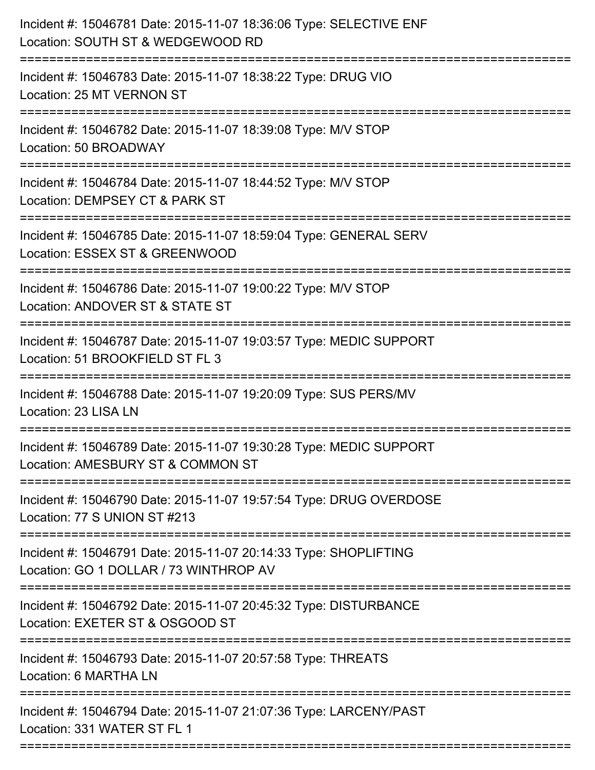Incident #: 15046781 Date: 2015-11-07 18:36:06 Type: SELECTIVE ENF
Location: SOUTH ST & WEDGEWOOD RD

===========================================================================

Incident #: 15046783 Date: 2015-11-07 18:38:22 Type: DRUG VIO
Location: 25 MT VERNON ST

===========================================================================

Incident #: 15046782 Date: 2015-11-07 18:39:08 Type: M/V STOP
Location: 50 BROADWAY

===========================================================================

Incident #: 15046784 Date: 2015-11-07 18:44:52 Type: M/V STOP
Location: DEMPSEY CT & PARK ST

===========================================================================

Incident #: 15046785 Date: 2015-11-07 18:59:04 Type: GENERAL SERV
Location: ESSEX ST & GREENWOOD

===========================================================================

Incident #: 15046786 Date: 2015-11-07 19:00:22 Type: M/V STOP
Location: ANDOVER ST & STATE ST

===========================================================================

Incident #: 15046787 Date: 2015-11-07 19:03:57 Type: MEDIC SUPPORT
Location: 51 BROOKFIELD ST FL 3

===========================================================================

Incident #: 15046788 Date: 2015-11-07 19:20:09 Type: SUS PERS/MV
Location: 23 LISA LN

===========================================================================

Incident #: 15046789 Date: 2015-11-07 19:30:28 Type: MEDIC SUPPORT
Location: AMESBURY ST & COMMON ST

===========================================================================

Incident #: 15046790 Date: 2015-11-07 19:57:54 Type: DRUG OVERDOSE
Location: 77 S UNION ST #213

===========================================================================

Incident #: 15046791 Date: 2015-11-07 20:14:33 Type: SHOPLIFTING
Location: GO 1 DOLLAR / 73 WINTHROP AV

===========================================================================

Incident #: 15046792 Date: 2015-11-07 20:45:32 Type: DISTURBANCE
Location: EXETER ST & OSGOOD ST

===========================================================================

Incident #: 15046793 Date: 2015-11-07 20:57:58 Type: THREATS
Location: 6 MARTHA LN

===========================================================================

Incident #: 15046794 Date: 2015-11-07 21:07:36 Type: LARCENY/PAST
Location: 331 WATER ST FL 1

===========================================================================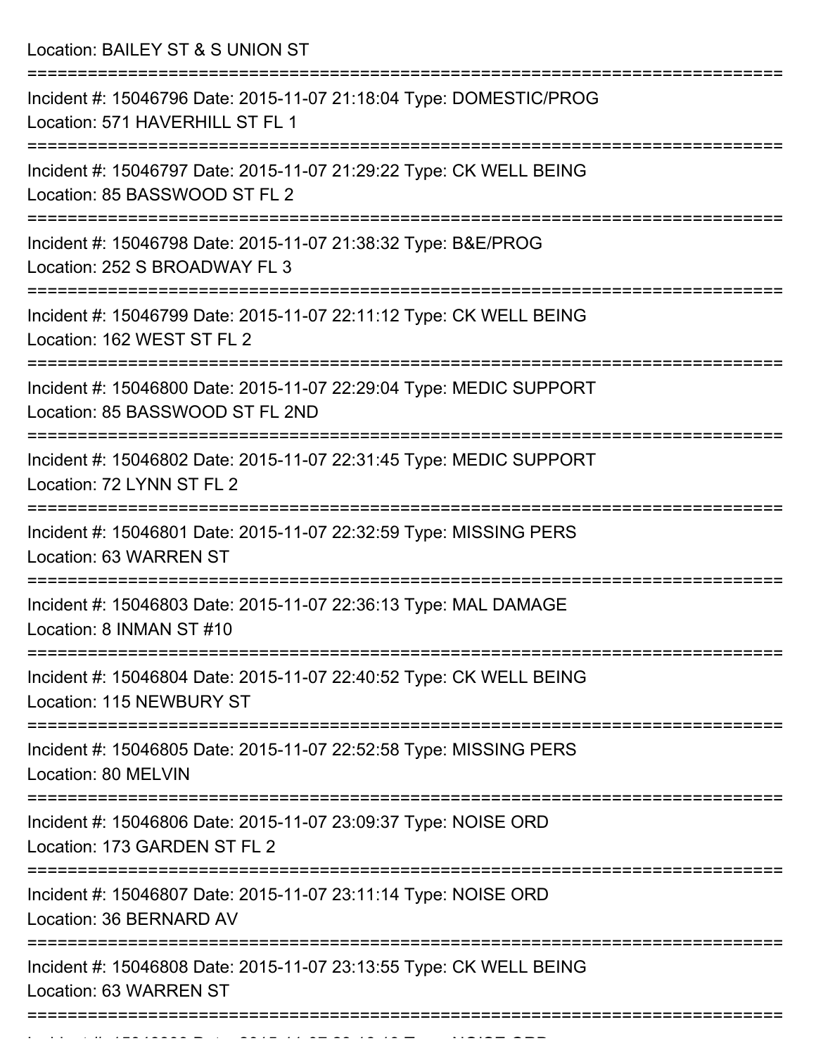Location: BAILEY ST & S UNION ST

===========================================================================

Incident #: 15046796 Date: 2015-11-07 21:18:04 Type: DOMESTIC/PROG
Location: 571 HAVERHILL ST FL 1

===========================================================================

Incident #: 15046797 Date: 2015-11-07 21:29:22 Type: CK WELL BEING
Location: 85 BASSWOOD ST FL 2

===========================================================================

Incident #: 15046798 Date: 2015-11-07 21:38:32 Type: B&E/PROG
Location: 252 S BROADWAY FL 3

===========================================================================

Incident #: 15046799 Date: 2015-11-07 22:11:12 Type: CK WELL BEING
Location: 162 WEST ST FL 2

===========================================================================

Incident #: 15046800 Date: 2015-11-07 22:29:04 Type: MEDIC SUPPORT
Location: 85 BASSWOOD ST FL 2ND

===========================================================================

Incident #: 15046802 Date: 2015-11-07 22:31:45 Type: MEDIC SUPPORT
Location: 72 LYNN ST FL 2

===========================================================================

Incident #: 15046801 Date: 2015-11-07 22:32:59 Type: MISSING PERS
Location: 63 WARREN ST

===========================================================================

Incident #: 15046803 Date: 2015-11-07 22:36:13 Type: MAL DAMAGE
Location: 8 INMAN ST #10

===========================================================================

Incident #: 15046804 Date: 2015-11-07 22:40:52 Type: CK WELL BEING
Location: 115 NEWBURY ST

===========================================================================

Incident #: 15046805 Date: 2015-11-07 22:52:58 Type: MISSING PERS
Location: 80 MELVIN

===========================================================================

Incident #: 15046806 Date: 2015-11-07 23:09:37 Type: NOISE ORD
Location: 173 GARDEN ST FL 2

===========================================================================

Incident #: 15046807 Date: 2015-11-07 23:11:14 Type: NOISE ORD
Location: 36 BERNARD AV

===========================================================================

Incident #: 15046808 Date: 2015-11-07 23:13:55 Type: CK WELL BEING
Location: 63 WARREN ST

===========================================================================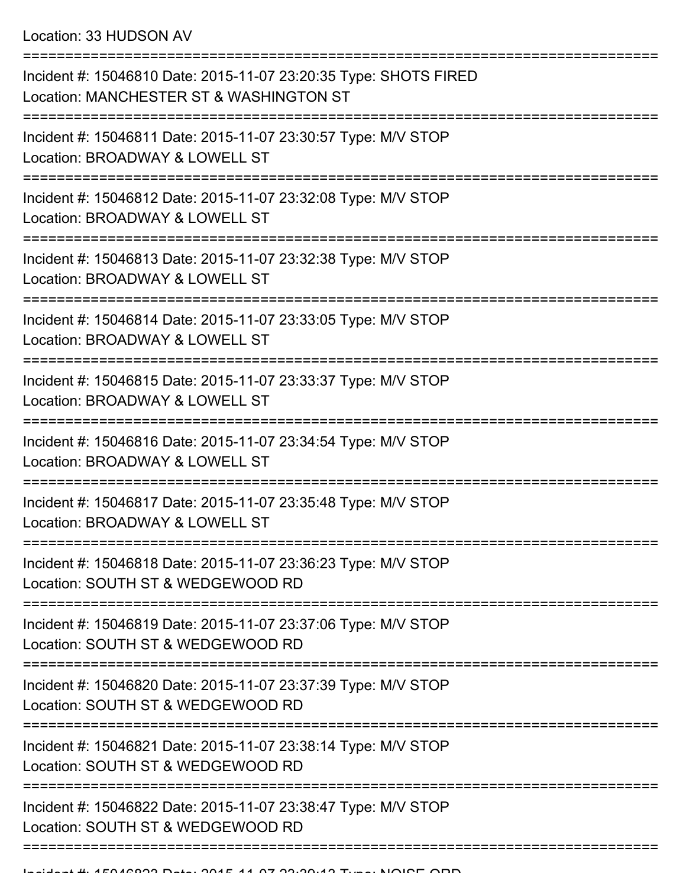Location: 33 HUDSON AV

===========================================================================

Incident #: 15046810 Date: 2015-11-07 23:20:35 Type: SHOTS FIRED
Location: MANCHESTER ST & WASHINGTON ST

===========================================================================

Incident #: 15046811 Date: 2015-11-07 23:30:57 Type: M/V STOP
Location: BROADWAY & LOWELL ST

===========================================================================

Incident #: 15046812 Date: 2015-11-07 23:32:08 Type: M/V STOP
Location: BROADWAY & LOWELL ST

===========================================================================

Incident #: 15046813 Date: 2015-11-07 23:32:38 Type: M/V STOP
Location: BROADWAY & LOWELL ST

===========================================================================

Incident #: 15046814 Date: 2015-11-07 23:33:05 Type: M/V STOP
Location: BROADWAY & LOWELL ST

===========================================================================

Incident #: 15046815 Date: 2015-11-07 23:33:37 Type: M/V STOP
Location: BROADWAY & LOWELL ST

===========================================================================

Incident #: 15046816 Date: 2015-11-07 23:34:54 Type: M/V STOP
Location: BROADWAY & LOWELL ST

===========================================================================

Incident #: 15046817 Date: 2015-11-07 23:35:48 Type: M/V STOP
Location: BROADWAY & LOWELL ST

===========================================================================

Incident #: 15046818 Date: 2015-11-07 23:36:23 Type: M/V STOP
Location: SOUTH ST & WEDGEWOOD RD

===========================================================================

Incident #: 15046819 Date: 2015-11-07 23:37:06 Type: M/V STOP
Location: SOUTH ST & WEDGEWOOD RD

===========================================================================

Incident #: 15046820 Date: 2015-11-07 23:37:39 Type: M/V STOP
Location: SOUTH ST & WEDGEWOOD RD

===========================================================================

Incident #: 15046821 Date: 2015-11-07 23:38:14 Type: M/V STOP
Location: SOUTH ST & WEDGEWOOD RD

===========================================================================

Incident #: 15046822 Date: 2015-11-07 23:38:47 Type: M/V STOP
Location: SOUTH ST & WEDGEWOOD RD

===========================================================================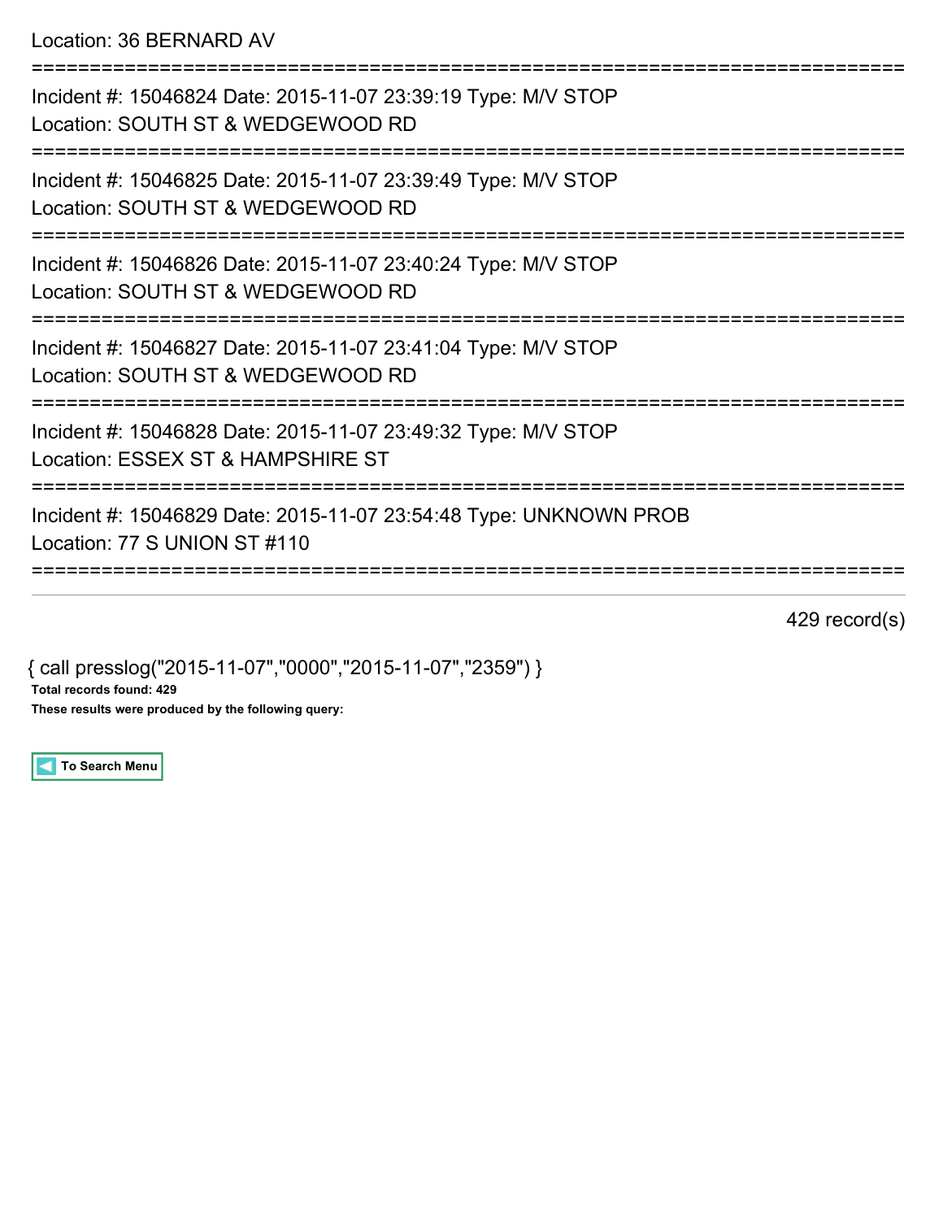Location: 36 BERNARD AV

===========================================================================

Incident #: 15046824 Date: 2015-11-07 23:39:19 Type: M/V STOP
Location: SOUTH ST & WEDGEWOOD RD

===========================================================================

Incident #: 15046825 Date: 2015-11-07 23:39:49 Type: M/V STOP
Location: SOUTH ST & WEDGEWOOD RD

===========================================================================

Incident #: 15046826 Date: 2015-11-07 23:40:24 Type: M/V STOP
Location: SOUTH ST & WEDGEWOOD RD

===========================================================================

Incident #: 15046827 Date: 2015-11-07 23:41:04 Type: M/V STOP
Location: SOUTH ST & WEDGEWOOD RD

===========================================================================

Incident #: 15046828 Date: 2015-11-07 23:49:32 Type: M/V STOP
Location: ESSEX ST & HAMPSHIRE ST

===========================================================================

Incident #: 15046829 Date: 2015-11-07 23:54:48 Type: UNKNOWN PROB
Location: 77 S UNION ST #110

===========================================================================

429 record(s)

{ call presslog("2015-11-07","0000","2015-11-07","2359") }

**Total records found: 429**

**These results were produced by the following query:**

**To Search Menu**